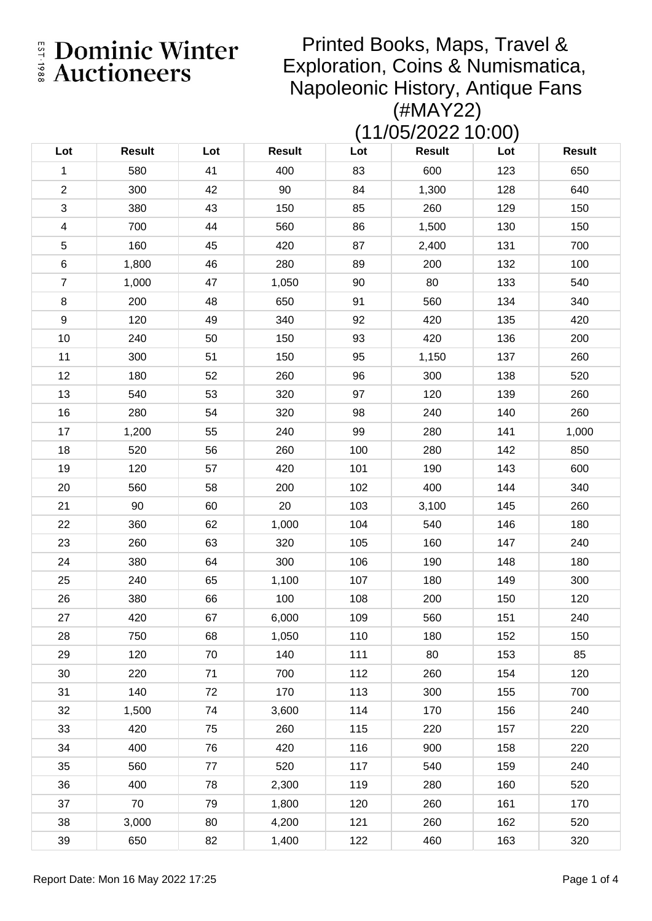EST 1988 Dominic Winter Auctioneers

# Printed Books, Maps, Travel & Exploration, Coins & Numismatica, Napoleonic History, Antique Fans (#MAY22)

# (11/05/2022 10:00)

| Lot | Result | Lot | Result | Lot | Result | Lot | Result |
|---|---|---|---|---|---|---|---|
| 1 | 580 | 41 | 400 | 83 | 600 | 123 | 650 |
| 2 | 300 | 42 | 90 | 84 | 1,300 | 128 | 640 |
| 3 | 380 | 43 | 150 | 85 | 260 | 129 | 150 |
| 4 | 700 | 44 | 560 | 86 | 1,500 | 130 | 150 |
| 5 | 160 | 45 | 420 | 87 | 2,400 | 131 | 700 |
| 6 | 1,800 | 46 | 280 | 89 | 200 | 132 | 100 |
| 7 | 1,000 | 47 | 1,050 | 90 | 80 | 133 | 540 |
| 8 | 200 | 48 | 650 | 91 | 560 | 134 | 340 |
| 9 | 120 | 49 | 340 | 92 | 420 | 135 | 420 |
| 10 | 240 | 50 | 150 | 93 | 420 | 136 | 200 |
| 11 | 300 | 51 | 150 | 95 | 1,150 | 137 | 260 |
| 12 | 180 | 52 | 260 | 96 | 300 | 138 | 520 |
| 13 | 540 | 53 | 320 | 97 | 120 | 139 | 260 |
| 16 | 280 | 54 | 320 | 98 | 240 | 140 | 260 |
| 17 | 1,200 | 55 | 240 | 99 | 280 | 141 | 1,000 |
| 18 | 520 | 56 | 260 | 100 | 280 | 142 | 850 |
| 19 | 120 | 57 | 420 | 101 | 190 | 143 | 600 |
| 20 | 560 | 58 | 200 | 102 | 400 | 144 | 340 |
| 21 | 90 | 60 | 20 | 103 | 3,100 | 145 | 260 |
| 22 | 360 | 62 | 1,000 | 104 | 540 | 146 | 180 |
| 23 | 260 | 63 | 320 | 105 | 160 | 147 | 240 |
| 24 | 380 | 64 | 300 | 106 | 190 | 148 | 180 |
| 25 | 240 | 65 | 1,100 | 107 | 180 | 149 | 300 |
| 26 | 380 | 66 | 100 | 108 | 200 | 150 | 120 |
| 27 | 420 | 67 | 6,000 | 109 | 560 | 151 | 240 |
| 28 | 750 | 68 | 1,050 | 110 | 180 | 152 | 150 |
| 29 | 120 | 70 | 140 | 111 | 80 | 153 | 85 |
| 30 | 220 | 71 | 700 | 112 | 260 | 154 | 120 |
| 31 | 140 | 72 | 170 | 113 | 300 | 155 | 700 |
| 32 | 1,500 | 74 | 3,600 | 114 | 170 | 156 | 240 |
| 33 | 420 | 75 | 260 | 115 | 220 | 157 | 220 |
| 34 | 400 | 76 | 420 | 116 | 900 | 158 | 220 |
| 35 | 560 | 77 | 520 | 117 | 540 | 159 | 240 |
| 36 | 400 | 78 | 2,300 | 119 | 280 | 160 | 520 |
| 37 | 70 | 79 | 1,800 | 120 | 260 | 161 | 170 |
| 38 | 3,000 | 80 | 4,200 | 121 | 260 | 162 | 520 |
| 39 | 650 | 82 | 1,400 | 122 | 460 | 163 | 320 |

Report Date: Mon 16 May 2022 17:25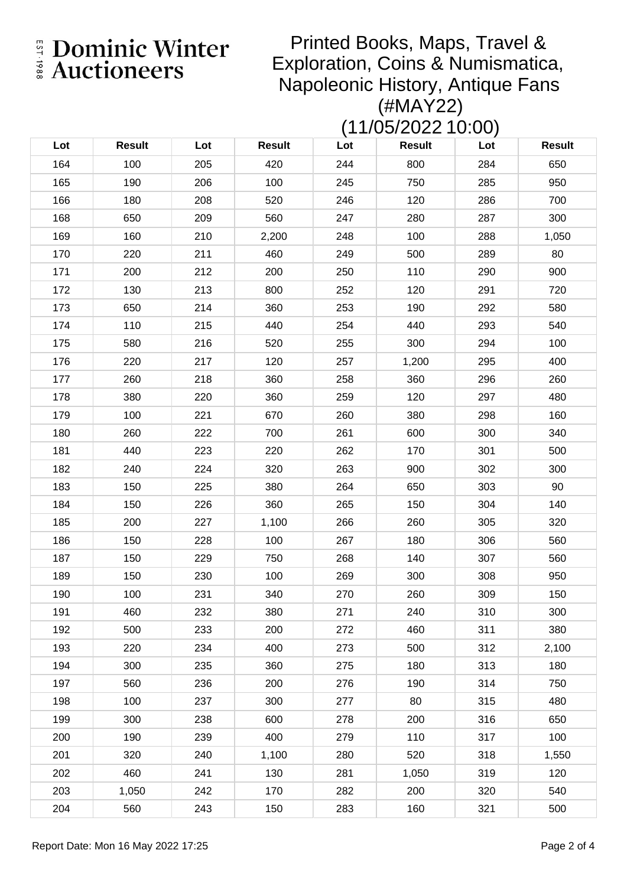# Dominic Winter Auctioneers

EST 1988

## Printed Books, Maps, Travel & Exploration, Coins & Numismatica, Napoleonic History, Antique Fans (#MAY22)

## (11/05/2022 10:00)

| Lot | Result | Lot | Result | Lot | Result | Lot | Result |
|---|---|---|---|---|---|---|---|
| 164 | 100 | 205 | 420 | 244 | 800 | 284 | 650 |
| 165 | 190 | 206 | 100 | 245 | 750 | 285 | 950 |
| 166 | 180 | 208 | 520 | 246 | 120 | 286 | 700 |
| 168 | 650 | 209 | 560 | 247 | 280 | 287 | 300 |
| 169 | 160 | 210 | 2,200 | 248 | 100 | 288 | 1,050 |
| 170 | 220 | 211 | 460 | 249 | 500 | 289 | 80 |
| 171 | 200 | 212 | 200 | 250 | 110 | 290 | 900 |
| 172 | 130 | 213 | 800 | 252 | 120 | 291 | 720 |
| 173 | 650 | 214 | 360 | 253 | 190 | 292 | 580 |
| 174 | 110 | 215 | 440 | 254 | 440 | 293 | 540 |
| 175 | 580 | 216 | 520 | 255 | 300 | 294 | 100 |
| 176 | 220 | 217 | 120 | 257 | 1,200 | 295 | 400 |
| 177 | 260 | 218 | 360 | 258 | 360 | 296 | 260 |
| 178 | 380 | 220 | 360 | 259 | 120 | 297 | 480 |
| 179 | 100 | 221 | 670 | 260 | 380 | 298 | 160 |
| 180 | 260 | 222 | 700 | 261 | 600 | 300 | 340 |
| 181 | 440 | 223 | 220 | 262 | 170 | 301 | 500 |
| 182 | 240 | 224 | 320 | 263 | 900 | 302 | 300 |
| 183 | 150 | 225 | 380 | 264 | 650 | 303 | 90 |
| 184 | 150 | 226 | 360 | 265 | 150 | 304 | 140 |
| 185 | 200 | 227 | 1,100 | 266 | 260 | 305 | 320 |
| 186 | 150 | 228 | 100 | 267 | 180 | 306 | 560 |
| 187 | 150 | 229 | 750 | 268 | 140 | 307 | 560 |
| 189 | 150 | 230 | 100 | 269 | 300 | 308 | 950 |
| 190 | 100 | 231 | 340 | 270 | 260 | 309 | 150 |
| 191 | 460 | 232 | 380 | 271 | 240 | 310 | 300 |
| 192 | 500 | 233 | 200 | 272 | 460 | 311 | 380 |
| 193 | 220 | 234 | 400 | 273 | 500 | 312 | 2,100 |
| 194 | 300 | 235 | 360 | 275 | 180 | 313 | 180 |
| 197 | 560 | 236 | 200 | 276 | 190 | 314 | 750 |
| 198 | 100 | 237 | 300 | 277 | 80 | 315 | 480 |
| 199 | 300 | 238 | 600 | 278 | 200 | 316 | 650 |
| 200 | 190 | 239 | 400 | 279 | 110 | 317 | 100 |
| 201 | 320 | 240 | 1,100 | 280 | 520 | 318 | 1,550 |
| 202 | 460 | 241 | 130 | 281 | 1,050 | 319 | 120 |
| 203 | 1,050 | 242 | 170 | 282 | 200 | 320 | 540 |
| 204 | 560 | 243 | 150 | 283 | 160 | 321 | 500 |

Report Date: Mon 16 May 2022 17:25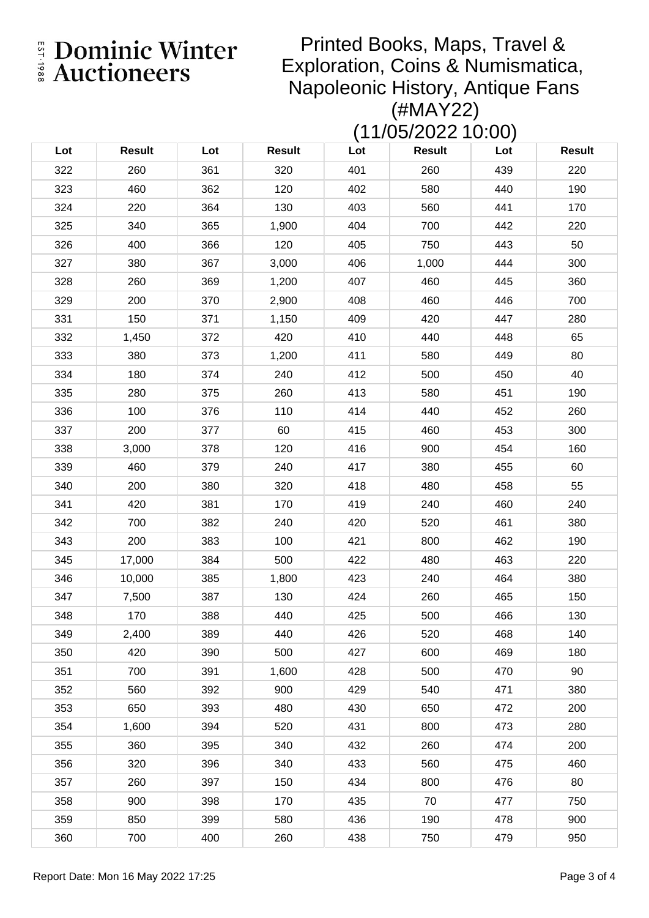# Dominic Winter Auctioneers

EST 1988

## Printed Books, Maps, Travel & Exploration, Coins & Numismatica, Napoleonic History, Antique Fans (#MAY22) (11/05/2022 10:00)

| Lot | Result | Lot | Result | Lot | Result | Lot | Result |
|---|---|---|---|---|---|---|---|
| 322 | 260 | 361 | 320 | 401 | 260 | 439 | 220 |
| 323 | 460 | 362 | 120 | 402 | 580 | 440 | 190 |
| 324 | 220 | 364 | 130 | 403 | 560 | 441 | 170 |
| 325 | 340 | 365 | 1,900 | 404 | 700 | 442 | 220 |
| 326 | 400 | 366 | 120 | 405 | 750 | 443 | 50 |
| 327 | 380 | 367 | 3,000 | 406 | 1,000 | 444 | 300 |
| 328 | 260 | 369 | 1,200 | 407 | 460 | 445 | 360 |
| 329 | 200 | 370 | 2,900 | 408 | 460 | 446 | 700 |
| 331 | 150 | 371 | 1,150 | 409 | 420 | 447 | 280 |
| 332 | 1,450 | 372 | 420 | 410 | 440 | 448 | 65 |
| 333 | 380 | 373 | 1,200 | 411 | 580 | 449 | 80 |
| 334 | 180 | 374 | 240 | 412 | 500 | 450 | 40 |
| 335 | 280 | 375 | 260 | 413 | 580 | 451 | 190 |
| 336 | 100 | 376 | 110 | 414 | 440 | 452 | 260 |
| 337 | 200 | 377 | 60 | 415 | 460 | 453 | 300 |
| 338 | 3,000 | 378 | 120 | 416 | 900 | 454 | 160 |
| 339 | 460 | 379 | 240 | 417 | 380 | 455 | 60 |
| 340 | 200 | 380 | 320 | 418 | 480 | 458 | 55 |
| 341 | 420 | 381 | 170 | 419 | 240 | 460 | 240 |
| 342 | 700 | 382 | 240 | 420 | 520 | 461 | 380 |
| 343 | 200 | 383 | 100 | 421 | 800 | 462 | 190 |
| 345 | 17,000 | 384 | 500 | 422 | 480 | 463 | 220 |
| 346 | 10,000 | 385 | 1,800 | 423 | 240 | 464 | 380 |
| 347 | 7,500 | 387 | 130 | 424 | 260 | 465 | 150 |
| 348 | 170 | 388 | 440 | 425 | 500 | 466 | 130 |
| 349 | 2,400 | 389 | 440 | 426 | 520 | 468 | 140 |
| 350 | 420 | 390 | 500 | 427 | 600 | 469 | 180 |
| 351 | 700 | 391 | 1,600 | 428 | 500 | 470 | 90 |
| 352 | 560 | 392 | 900 | 429 | 540 | 471 | 380 |
| 353 | 650 | 393 | 480 | 430 | 650 | 472 | 200 |
| 354 | 1,600 | 394 | 520 | 431 | 800 | 473 | 280 |
| 355 | 360 | 395 | 340 | 432 | 260 | 474 | 200 |
| 356 | 320 | 396 | 340 | 433 | 560 | 475 | 460 |
| 357 | 260 | 397 | 150 | 434 | 800 | 476 | 80 |
| 358 | 900 | 398 | 170 | 435 | 70 | 477 | 750 |
| 359 | 850 | 399 | 580 | 436 | 190 | 478 | 900 |
| 360 | 700 | 400 | 260 | 438 | 750 | 479 | 950 |

Report Date: Mon 16 May 2022 17:25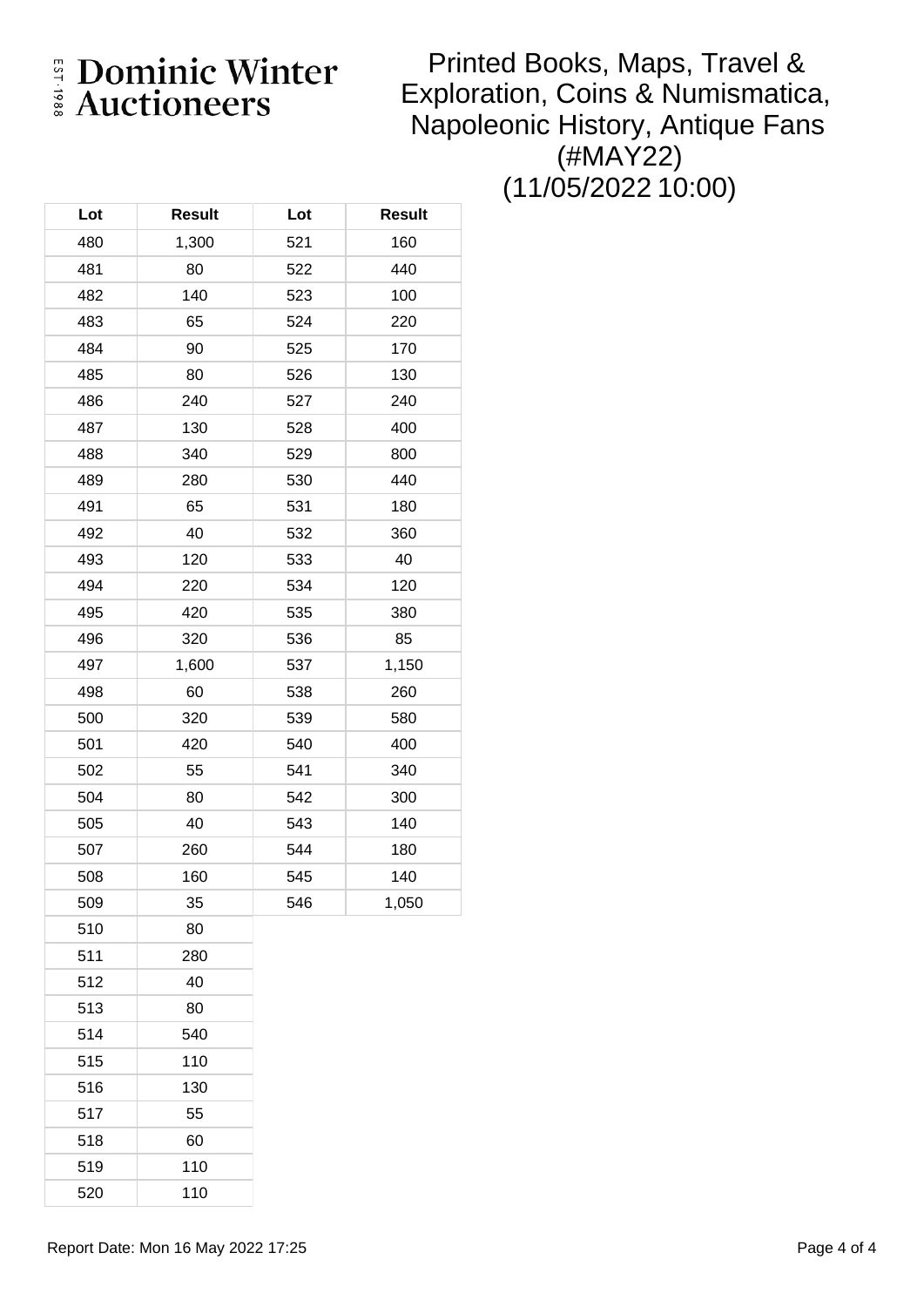# Dominic Winter Auctioneers

EST 1988

## Printed Books, Maps, Travel & Exploration, Coins & Numismatica, Napoleonic History, Antique Fans (#MAY22) (11/05/2022 10:00)

| Lot | Result | Lot | Result |
|---|---|---|---|
| 480 | 1,300 | 521 | 160 |
| 481 | 80 | 522 | 440 |
| 482 | 140 | 523 | 100 |
| 483 | 65 | 524 | 220 |
| 484 | 90 | 525 | 170 |
| 485 | 80 | 526 | 130 |
| 486 | 240 | 527 | 240 |
| 487 | 130 | 528 | 400 |
| 488 | 340 | 529 | 800 |
| 489 | 280 | 530 | 440 |
| 491 | 65 | 531 | 180 |
| 492 | 40 | 532 | 360 |
| 493 | 120 | 533 | 40 |
| 494 | 220 | 534 | 120 |
| 495 | 420 | 535 | 380 |
| 496 | 320 | 536 | 85 |
| 497 | 1,600 | 537 | 1,150 |
| 498 | 60 | 538 | 260 |
| 500 | 320 | 539 | 580 |
| 501 | 420 | 540 | 400 |
| 502 | 55 | 541 | 340 |
| 504 | 80 | 542 | 300 |
| 505 | 40 | 543 | 140 |
| 507 | 260 | 544 | 180 |
| 508 | 160 | 545 | 140 |
| 509 | 35 | 546 | 1,050 |
| 510 | 80 | | |
| 511 | 280 | | |
| 512 | 40 | | |
| 513 | 80 | | |
| 514 | 540 | | |
| 515 | 110 | | |
| 516 | 130 | | |
| 517 | 55 | | |
| 518 | 60 | | |
| 519 | 110 | | |
| 520 | 110 | | |

Report Date: Mon 16 May 2022 17:25